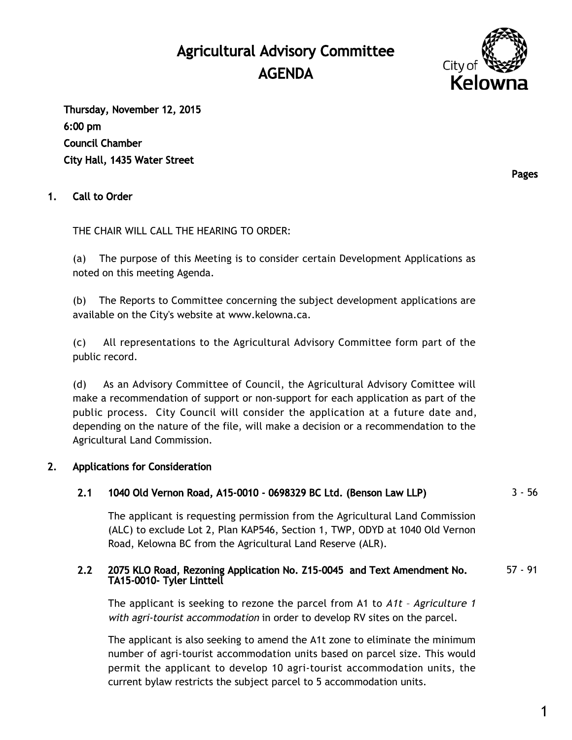# Agricultural Advisory Committee
# AGENDA

**Thursday, November 12, 2015**
**6:00 pm**
**Council Chamber**
**City Hall, 1435 Water Street**

**Pages**

## 1. Call to Order

THE CHAIR WILL CALL THE HEARING TO ORDER:

(a) The purpose of this Meeting is to consider certain Development Applications as noted on this meeting Agenda.

(b) The Reports to Committee concerning the subject development applications are available on the City's website at www.kelowna.ca.

(c) All representations to the Agricultural Advisory Committee form part of the public record.

(d) As an Advisory Committee of Council, the Agricultural Advisory Comittee will make a recommendation of support or non-support for each application as part of the public process. City Council will consider the application at a future date and, depending on the nature of the file, will make a decision or a recommendation to the Agricultural Land Commission.

## 2. Applications for Consideration

### 2.1 1040 Old Vernon Road, A15-0010 - 0698329 BC Ltd. (Benson Law LLP) — 3 - 56

The applicant is requesting permission from the Agricultural Land Commission (ALC) to exclude Lot 2, Plan KAP546, Section 1, TWP, ODYD at 1040 Old Vernon Road, Kelowna BC from the Agricultural Land Reserve (ALR).

### 2.2 2075 KLO Road, Rezoning Application No. Z15-0045 and Text Amendment No. TA15-0010- Tyler Linttell — 57 - 91

The applicant is seeking to rezone the parcel from A1 to *A1t – Agriculture 1 with agri-tourist accommodation* in order to develop RV sites on the parcel.

The applicant is also seeking to amend the A1t zone to eliminate the minimum number of agri-tourist accommodation units based on parcel size. This would permit the applicant to develop 10 agri-tourist accommodation units, the current bylaw restricts the subject parcel to 5 accommodation units.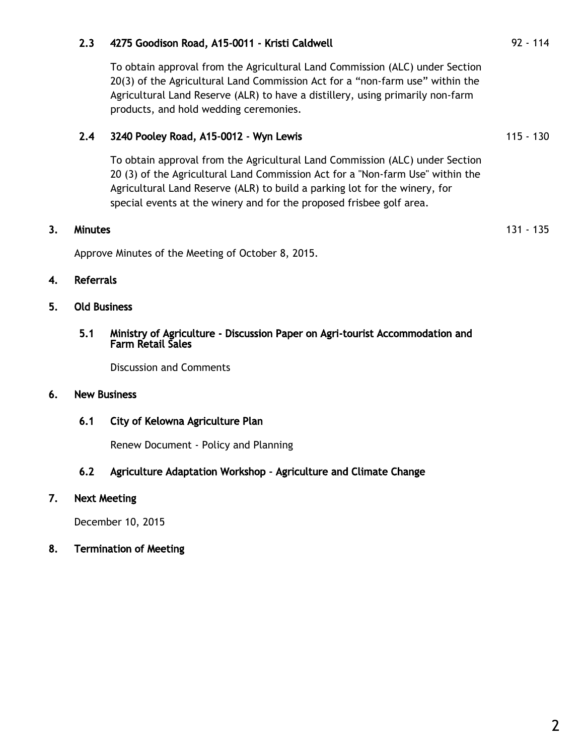### 2.3 4275 Goodison Road, A15-0011 - Kristi Caldwell 92 - 114

To obtain approval from the Agricultural Land Commission (ALC) under Section 20(3) of the Agricultural Land Commission Act for a “non-farm use” within the Agricultural Land Reserve (ALR) to have a distillery, using primarily non-farm products, and hold wedding ceremonies.

### 2.4 3240 Pooley Road, A15-0012 - Wyn Lewis 115 - 130

To obtain approval from the Agricultural Land Commission (ALC) under Section 20 (3) of the Agricultural Land Commission Act for a "Non-farm Use" within the Agricultural Land Reserve (ALR) to build a parking lot for the winery, for special events at the winery and for the proposed frisbee golf area.

## 3. Minutes 131 - 135

Approve Minutes of the Meeting of October 8, 2015.

## 4. Referrals

## 5. Old Business

### 5.1 Ministry of Agriculture - Discussion Paper on Agri-tourist Accommodation and Farm Retail Sales

Discussion and Comments

## 6. New Business

### 6.1 City of Kelowna Agriculture Plan

Renew Document - Policy and Planning

### 6.2 Agriculture Adaptation Workshop – Agriculture and Climate Change

## 7. Next Meeting

December 10, 2015

## 8. Termination of Meeting